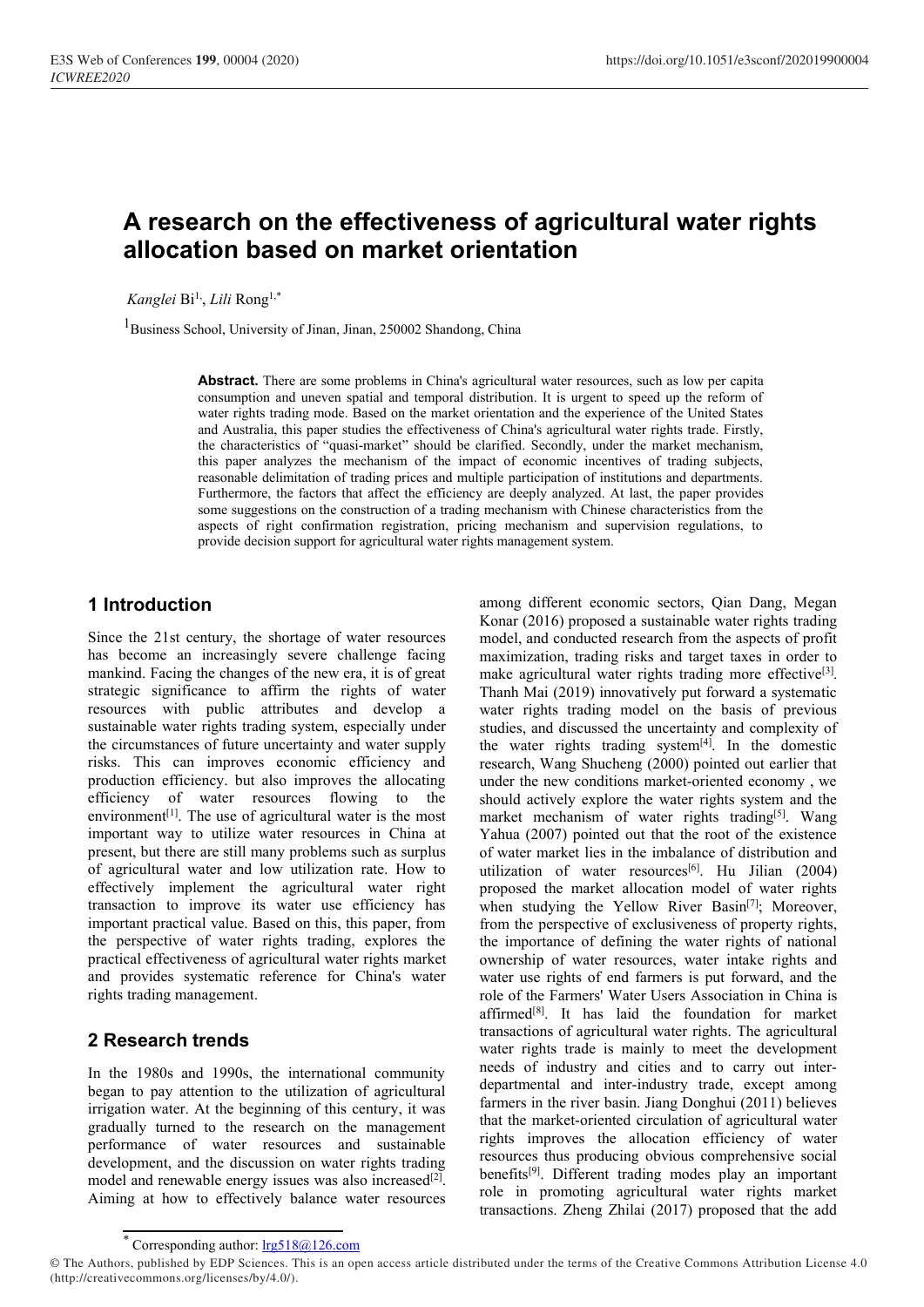# A research on the effectiveness of agricultural water rights allocation based on market orientation

*Kanglei* Bi[1], *Lili* Rong[1,*]

[1]Business School, University of Jinan, Jinan, 250002 Shandong, China

**Abstract.** There are some problems in China's agricultural water resources, such as low per capita consumption and uneven spatial and temporal distribution. It is urgent to speed up the reform of water rights trading mode. Based on the market orientation and the experience of the United States and Australia, this paper studies the effectiveness of China's agricultural water rights trade. Firstly, the characteristics of "quasi-market" should be clarified. Secondly, under the market mechanism, this paper analyzes the mechanism of the impact of economic incentives of trading subjects, reasonable delimitation of trading prices and multiple participation of institutions and departments. Furthermore, the factors that affect the efficiency are deeply analyzed. At last, the paper provides some suggestions on the construction of a trading mechanism with Chinese characteristics from the aspects of right confirmation registration, pricing mechanism and supervision regulations, to provide decision support for agricultural water rights management system.

## 1 Introduction

Since the 21st century, the shortage of water resources has become an increasingly severe challenge facing mankind. Facing the changes of the new era, it is of great strategic significance to affirm the rights of water resources with public attributes and develop a sustainable water rights trading system, especially under the circumstances of future uncertainty and water supply risks. This can improves economic efficiency and production efficiency. but also improves the allocating efficiency of water resources flowing to the environment[1]. The use of agricultural water is the most important way to utilize water resources in China at present, but there are still many problems such as surplus of agricultural water and low utilization rate. How to effectively implement the agricultural water right transaction to improve its water use efficiency has important practical value. Based on this, this paper, from the perspective of water rights trading, explores the practical effectiveness of agricultural water rights market and provides systematic reference for China's water rights trading management.

## 2 Research trends

In the 1980s and 1990s, the international community began to pay attention to the utilization of agricultural irrigation water. At the beginning of this century, it was gradually turned to the research on the management performance of water resources and sustainable development, and the discussion on water rights trading model and renewable energy issues was also increased[2]. Aiming at how to effectively balance water resources among different economic sectors, Qian Dang, Megan Konar (2016) proposed a sustainable water rights trading model, and conducted research from the aspects of profit maximization, trading risks and target taxes in order to make agricultural water rights trading more effective[3]. Thanh Mai (2019) innovatively put forward a systematic water rights trading model on the basis of previous studies, and discussed the uncertainty and complexity of the water rights trading system[4]. In the domestic research, Wang Shucheng (2000) pointed out earlier that under the new conditions market-oriented economy , we should actively explore the water rights system and the market mechanism of water rights trading[5]. Wang Yahua (2007) pointed out that the root of the existence of water market lies in the imbalance of distribution and utilization of water resources[6]. Hu Jilian (2004) proposed the market allocation model of water rights when studying the Yellow River Basin[7]; Moreover, from the perspective of exclusiveness of property rights, the importance of defining the water rights of national ownership of water resources, water intake rights and water use rights of end farmers is put forward, and the role of the Farmers' Water Users Association in China is affirmed[8]. It has laid the foundation for market transactions of agricultural water rights. The agricultural water rights trade is mainly to meet the development needs of industry and cities and to carry out inter-departmental and inter-industry trade, except among farmers in the river basin. Jiang Donghui (2011) believes that the market-oriented circulation of agricultural water rights improves the allocation efficiency of water resources thus producing obvious comprehensive social benefits[9]. Different trading modes play an important role in promoting agricultural water rights market transactions. Zheng Zhilai (2017) proposed that the add

* Corresponding author: lrg518@126.com

© The Authors, published by EDP Sciences. This is an open access article distributed under the terms of the Creative Commons Attribution License 4.0 (http://creativecommons.org/licenses/by/4.0/).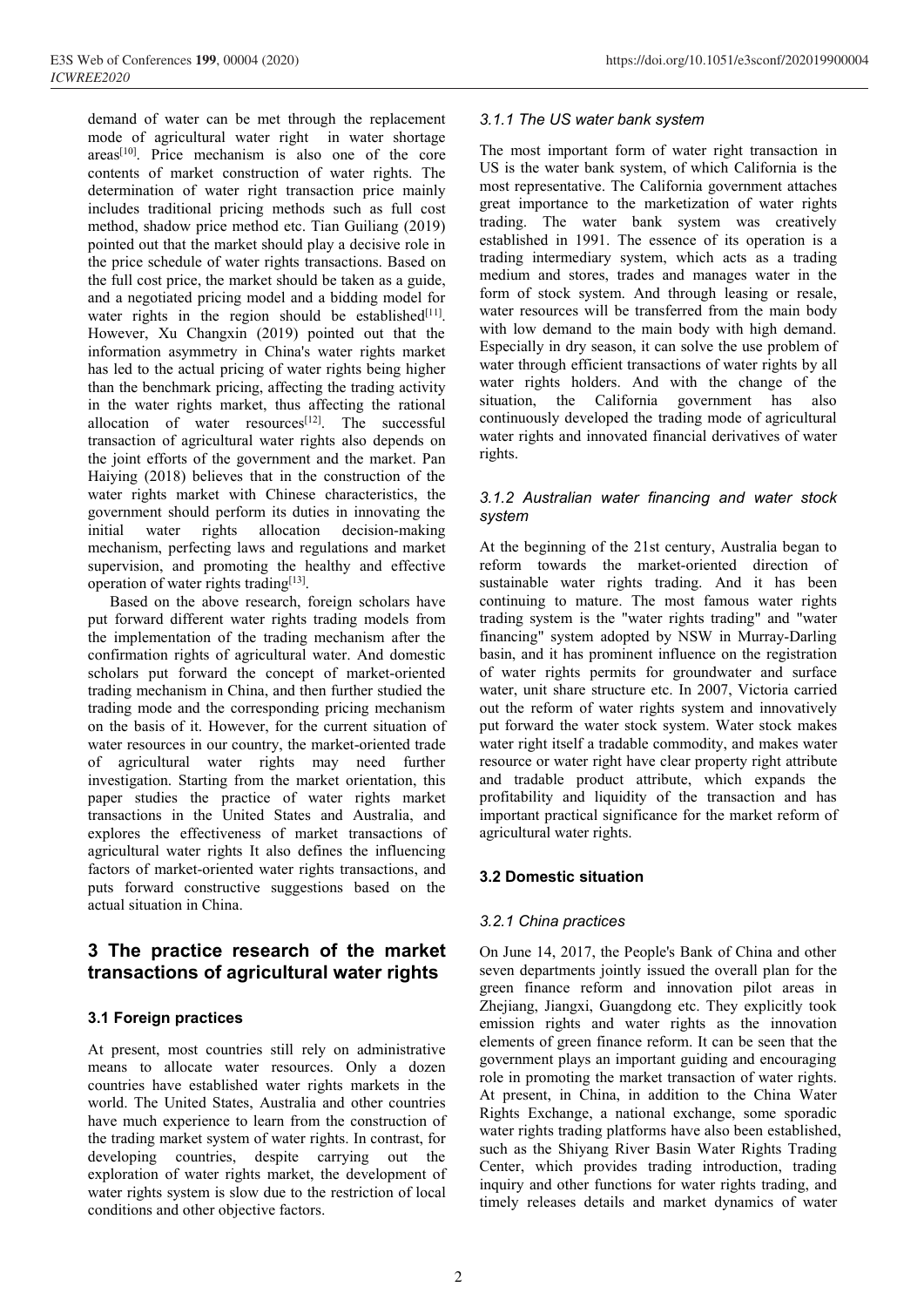demand of water can be met through the replacement mode of agricultural water right in water shortage areas[10]. Price mechanism is also one of the core contents of market construction of water rights. The determination of water right transaction price mainly includes traditional pricing methods such as full cost method, shadow price method etc. Tian Guiliang (2019) pointed out that the market should play a decisive role in the price schedule of water rights transactions. Based on the full cost price, the market should be taken as a guide, and a negotiated pricing model and a bidding model for water rights in the region should be established[11]. However, Xu Changxin (2019) pointed out that the information asymmetry in China's water rights market has led to the actual pricing of water rights being higher than the benchmark pricing, affecting the trading activity in the water rights market, thus affecting the rational allocation of water resources[12]. The successful transaction of agricultural water rights also depends on the joint efforts of the government and the market. Pan Haiying (2018) believes that in the construction of the water rights market with Chinese characteristics, the government should perform its duties in innovating the initial water rights allocation decision-making mechanism, perfecting laws and regulations and market supervision, and promoting the healthy and effective operation of water rights trading[13].

Based on the above research, foreign scholars have put forward different water rights trading models from the implementation of the trading mechanism after the confirmation rights of agricultural water. And domestic scholars put forward the concept of market-oriented trading mechanism in China, and then further studied the trading mode and the corresponding pricing mechanism on the basis of it. However, for the current situation of water resources in our country, the market-oriented trade of agricultural water rights may need further investigation. Starting from the market orientation, this paper studies the practice of water rights market transactions in the United States and Australia, and explores the effectiveness of market transactions of agricultural water rights It also defines the influencing factors of market-oriented water rights transactions, and puts forward constructive suggestions based on the actual situation in China.

# 3 The practice research of the market transactions of agricultural water rights

## 3.1 Foreign practices

At present, most countries still rely on administrative means to allocate water resources. Only a dozen countries have established water rights markets in the world. The United States, Australia and other countries have much experience to learn from the construction of the trading market system of water rights. In contrast, for developing countries, despite carrying out the exploration of water rights market, the development of water rights system is slow due to the restriction of local conditions and other objective factors.

### *3.1.1 The US water bank system*

The most important form of water right transaction in US is the water bank system, of which California is the most representative. The California government attaches great importance to the marketization of water rights trading. The water bank system was creatively established in 1991. The essence of its operation is a trading intermediary system, which acts as a trading medium and stores, trades and manages water in the form of stock system. And through leasing or resale, water resources will be transferred from the main body with low demand to the main body with high demand. Especially in dry season, it can solve the use problem of water through efficient transactions of water rights by all water rights holders. And with the change of the situation, the California government has also continuously developed the trading mode of agricultural water rights and innovated financial derivatives of water rights.

### *3.1.2 Australian water financing and water stock system*

At the beginning of the 21st century, Australia began to reform towards the market-oriented direction of sustainable water rights trading. And it has been continuing to mature. The most famous water rights trading system is the "water rights trading" and "water financing" system adopted by NSW in Murray-Darling basin, and it has prominent influence on the registration of water rights permits for groundwater and surface water, unit share structure etc. In 2007, Victoria carried out the reform of water rights system and innovatively put forward the water stock system. Water stock makes water right itself a tradable commodity, and makes water resource or water right have clear property right attribute and tradable product attribute, which expands the profitability and liquidity of the transaction and has important practical significance for the market reform of agricultural water rights.

## 3.2 Domestic situation

### *3.2.1 China practices*

On June 14, 2017, the People's Bank of China and other seven departments jointly issued the overall plan for the green finance reform and innovation pilot areas in Zhejiang, Jiangxi, Guangdong etc. They explicitly took emission rights and water rights as the innovation elements of green finance reform. It can be seen that the government plays an important guiding and encouraging role in promoting the market transaction of water rights. At present, in China, in addition to the China Water Rights Exchange, a national exchange, some sporadic water rights trading platforms have also been established, such as the Shiyang River Basin Water Rights Trading Center, which provides trading introduction, trading inquiry and other functions for water rights trading, and timely releases details and market dynamics of water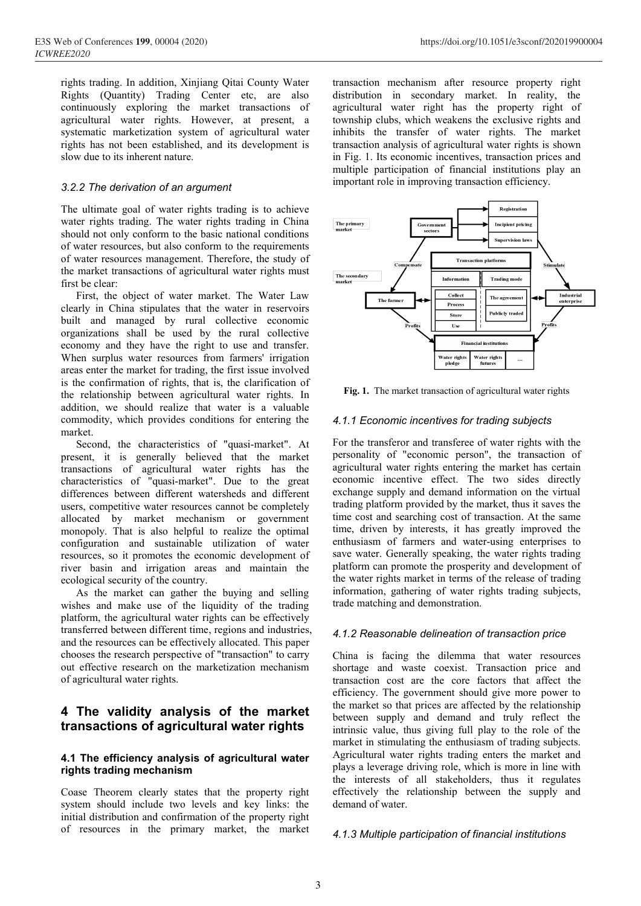rights trading. In addition, Xinjiang Qitai County Water Rights (Quantity) Trading Center etc, are also continuously exploring the market transactions of agricultural water rights. However, at present, a systematic marketization system of agricultural water rights has not been established, and its development is slow due to its inherent nature.

### 3.2.2 The derivation of an argument

The ultimate goal of water rights trading is to achieve water rights trading. The water rights trading in China should not only conform to the basic national conditions of water resources, but also conform to the requirements of water resources management. Therefore, the study of the market transactions of agricultural water rights must first be clear:

First, the object of water market. The Water Law clearly in China stipulates that the water in reservoirs built and managed by rural collective economic organizations shall be used by the rural collective economy and they have the right to use and transfer. When surplus water resources from farmers' irrigation areas enter the market for trading, the first issue involved is the confirmation of rights, that is, the clarification of the relationship between agricultural water rights. In addition, we should realize that water is a valuable commodity, which provides conditions for entering the market.

Second, the characteristics of "quasi-market". At present, it is generally believed that the market transactions of agricultural water rights has the characteristics of "quasi-market". Due to the great differences between different watersheds and different users, competitive water resources cannot be completely allocated by market mechanism or government monopoly. That is also helpful to realize the optimal configuration and sustainable utilization of water resources, so it promotes the economic development of river basin and irrigation areas and maintain the ecological security of the country.

As the market can gather the buying and selling wishes and make use of the liquidity of the trading platform, the agricultural water rights can be effectively transferred between different time, regions and industries, and the resources can be effectively allocated. This paper chooses the research perspective of "transaction" to carry out effective research on the marketization mechanism of agricultural water rights.

## 4 The validity analysis of the market transactions of agricultural water rights

### 4.1 The efficiency analysis of agricultural water rights trading mechanism

Coase Theorem clearly states that the property right system should include two levels and key links: the initial distribution and confirmation of the property right of resources in the primary market, the market transaction mechanism after resource property right distribution in secondary market. In reality, the agricultural water right has the property right of township clubs, which weakens the exclusive rights and inhibits the transfer of water rights. The market transaction analysis of agricultural water rights is shown in Fig. 1. Its economic incentives, transaction prices and multiple participation of financial institutions play an important role in improving transaction efficiency.

**Fig. 1.** The market transaction of agricultural water rights

### 4.1.1 Economic incentives for trading subjects

For the transferor and transferee of water rights with the personality of "economic person", the transaction of agricultural water rights entering the market has certain economic incentive effect. The two sides directly exchange supply and demand information on the virtual trading platform provided by the market, thus it saves the time cost and searching cost of transaction. At the same time, driven by interests, it has greatly improved the enthusiasm of farmers and water-using enterprises to save water. Generally speaking, the water rights trading platform can promote the prosperity and development of the water rights market in terms of the release of trading information, gathering of water rights trading subjects, trade matching and demonstration.

### 4.1.2 Reasonable delineation of transaction price

China is facing the dilemma that water resources shortage and waste coexist. Transaction price and transaction cost are the core factors that affect the efficiency. The government should give more power to the market so that prices are affected by the relationship between supply and demand and truly reflect the intrinsic value, thus giving full play to the role of the market in stimulating the enthusiasm of trading subjects. Agricultural water rights trading enters the market and plays a leverage driving role, which is more in line with the interests of all stakeholders, thus it regulates effectively the relationship between the supply and demand of water.

### 4.1.3 Multiple participation of financial institutions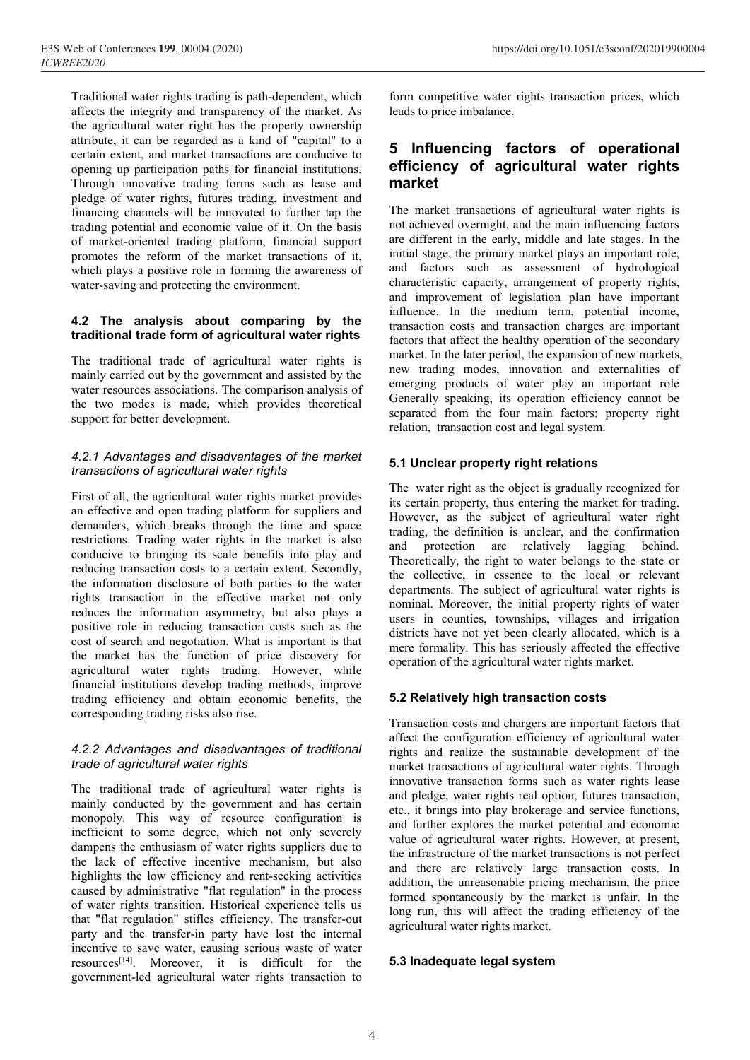Traditional water rights trading is path-dependent, which affects the integrity and transparency of the market. As the agricultural water right has the property ownership attribute, it can be regarded as a kind of "capital" to a certain extent, and market transactions are conducive to opening up participation paths for financial institutions. Through innovative trading forms such as lease and pledge of water rights, futures trading, investment and financing channels will be innovated to further tap the trading potential and economic value of it. On the basis of market-oriented trading platform, financial support promotes the reform of the market transactions of it, which plays a positive role in forming the awareness of water-saving and protecting the environment.

### 4.2 The analysis about comparing by the traditional trade form of agricultural water rights

The traditional trade of agricultural water rights is mainly carried out by the government and assisted by the water resources associations. The comparison analysis of the two modes is made, which provides theoretical support for better development.

#### *4.2.1 Advantages and disadvantages of the market transactions of agricultural water rights*

First of all, the agricultural water rights market provides an effective and open trading platform for suppliers and demanders, which breaks through the time and space restrictions. Trading water rights in the market is also conducive to bringing its scale benefits into play and reducing transaction costs to a certain extent. Secondly, the information disclosure of both parties to the water rights transaction in the effective market not only reduces the information asymmetry, but also plays a positive role in reducing transaction costs such as the cost of search and negotiation. What is important is that the market has the function of price discovery for agricultural water rights trading. However, while financial institutions develop trading methods, improve trading efficiency and obtain economic benefits, the corresponding trading risks also rise.

#### *4.2.2 Advantages and disadvantages of traditional trade of agricultural water rights*

The traditional trade of agricultural water rights is mainly conducted by the government and has certain monopoly. This way of resource configuration is inefficient to some degree, which not only severely dampens the enthusiasm of water rights suppliers due to the lack of effective incentive mechanism, but also highlights the low efficiency and rent-seeking activities caused by administrative "flat regulation" in the process of water rights transition. Historical experience tells us that "flat regulation" stifles efficiency. The transfer-out party and the transfer-in party have lost the internal incentive to save water, causing serious waste of water resources[14]. Moreover, it is difficult for the government-led agricultural water rights transaction to form competitive water rights transaction prices, which leads to price imbalance.

## 5 Influencing factors of operational efficiency of agricultural water rights market

The market transactions of agricultural water rights is not achieved overnight, and the main influencing factors are different in the early, middle and late stages. In the initial stage, the primary market plays an important role, and factors such as assessment of hydrological characteristic capacity, arrangement of property rights, and improvement of legislation plan have important influence. In the medium term, potential income, transaction costs and transaction charges are important factors that affect the healthy operation of the secondary market. In the later period, the expansion of new markets, new trading modes, innovation and externalities of emerging products of water play an important role Generally speaking, its operation efficiency cannot be separated from the four main factors: property right relation, transaction cost and legal system.

### 5.1 Unclear property right relations

The water right as the object is gradually recognized for its certain property, thus entering the market for trading. However, as the subject of agricultural water right trading, the definition is unclear, and the confirmation and protection are relatively lagging behind. Theoretically, the right to water belongs to the state or the collective, in essence to the local or relevant departments. The subject of agricultural water rights is nominal. Moreover, the initial property rights of water users in counties, townships, villages and irrigation districts have not yet been clearly allocated, which is a mere formality. This has seriously affected the effective operation of the agricultural water rights market.

### 5.2 Relatively high transaction costs

Transaction costs and chargers are important factors that affect the configuration efficiency of agricultural water rights and realize the sustainable development of the market transactions of agricultural water rights. Through innovative transaction forms such as water rights lease and pledge, water rights real option, futures transaction, etc., it brings into play brokerage and service functions, and further explores the market potential and economic value of agricultural water rights. However, at present, the infrastructure of the market transactions is not perfect and there are relatively large transaction costs. In addition, the unreasonable pricing mechanism, the price formed spontaneously by the market is unfair. In the long run, this will affect the trading efficiency of the agricultural water rights market.

### 5.3 Inadequate legal system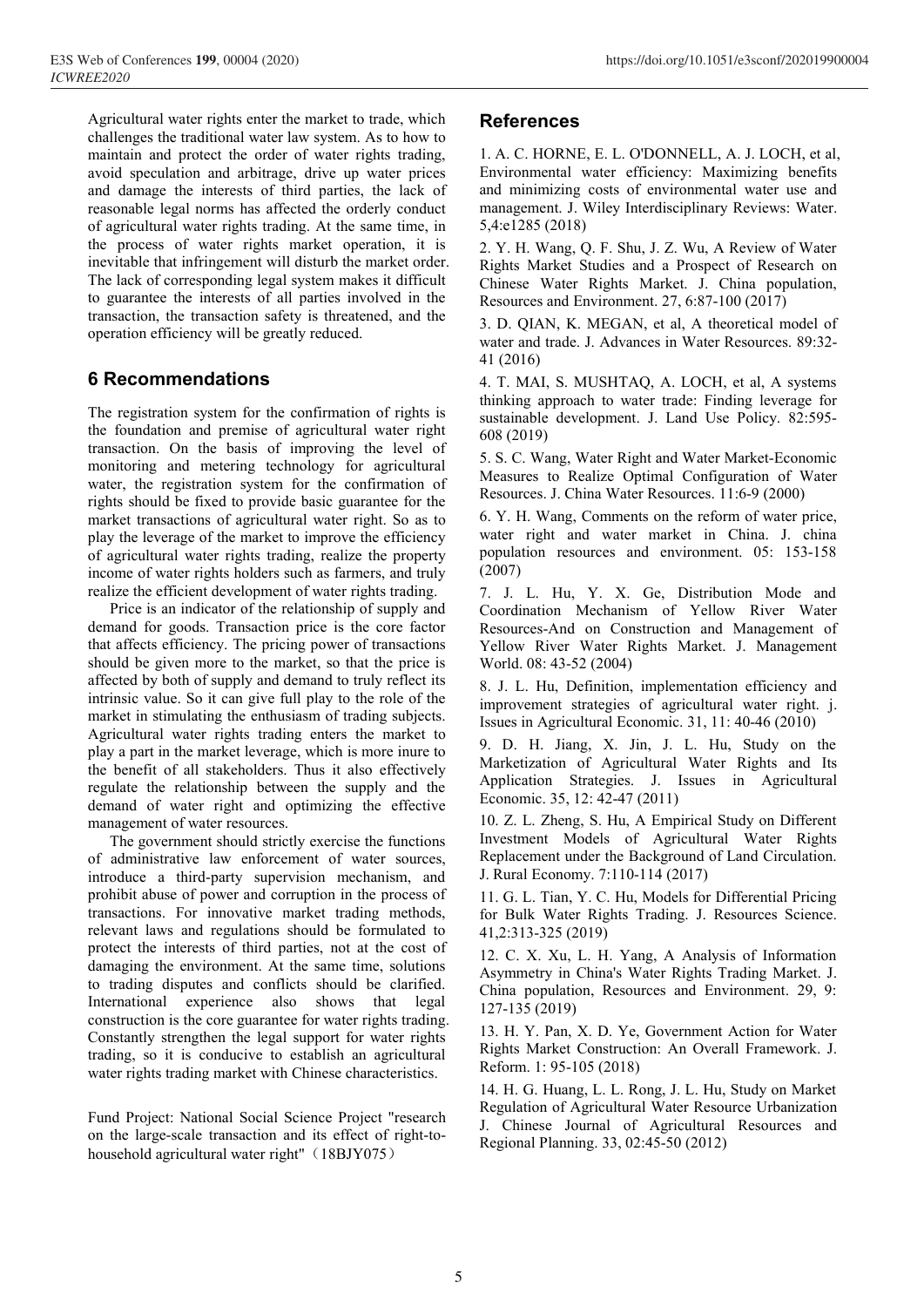Agricultural water rights enter the market to trade, which challenges the traditional water law system. As to how to maintain and protect the order of water rights trading, avoid speculation and arbitrage, drive up water prices and damage the interests of third parties, the lack of reasonable legal norms has affected the orderly conduct of agricultural water rights trading. At the same time, in the process of water rights market operation, it is inevitable that infringement will disturb the market order. The lack of corresponding legal system makes it difficult to guarantee the interests of all parties involved in the transaction, the transaction safety is threatened, and the operation efficiency will be greatly reduced.

## 6 Recommendations

The registration system for the confirmation of rights is the foundation and premise of agricultural water right transaction. On the basis of improving the level of monitoring and metering technology for agricultural water, the registration system for the confirmation of rights should be fixed to provide basic guarantee for the market transactions of agricultural water right. So as to play the leverage of the market to improve the efficiency of agricultural water rights trading, realize the property income of water rights holders such as farmers, and truly realize the efficient development of water rights trading.

Price is an indicator of the relationship of supply and demand for goods. Transaction price is the core factor that affects efficiency. The pricing power of transactions should be given more to the market, so that the price is affected by both of supply and demand to truly reflect its intrinsic value. So it can give full play to the role of the market in stimulating the enthusiasm of trading subjects. Agricultural water rights trading enters the market to play a part in the market leverage, which is more inure to the benefit of all stakeholders. Thus it also effectively regulate the relationship between the supply and the demand of water right and optimizing the effective management of water resources.

The government should strictly exercise the functions of administrative law enforcement of water sources, introduce a third-party supervision mechanism, and prohibit abuse of power and corruption in the process of transactions. For innovative market trading methods, relevant laws and regulations should be formulated to protect the interests of third parties, not at the cost of damaging the environment. At the same time, solutions to trading disputes and conflicts should be clarified. International experience also shows that legal construction is the core guarantee for water rights trading. Constantly strengthen the legal support for water rights trading, so it is conducive to establish an agricultural water rights trading market with Chinese characteristics.

Fund Project: National Social Science Project "research on the large-scale transaction and its effect of right-to-household agricultural water right"（18BJY075）

## References

1. A. C. HORNE, E. L. O'DONNELL, A. J. LOCH, et al, Environmental water efficiency: Maximizing benefits and minimizing costs of environmental water use and management. J. Wiley Interdisciplinary Reviews: Water. 5,4:e1285 (2018)
2. Y. H. Wang, Q. F. Shu, J. Z. Wu, A Review of Water Rights Market Studies and a Prospect of Research on Chinese Water Rights Market. J. China population, Resources and Environment. 27, 6:87-100 (2017)
3. D. QIAN, K. MEGAN, et al, A theoretical model of water and trade. J. Advances in Water Resources. 89:32-41 (2016)
4. T. MAI, S. MUSHTAQ, A. LOCH, et al, A systems thinking approach to water trade: Finding leverage for sustainable development. J. Land Use Policy. 82:595-608 (2019)
5. S. C. Wang, Water Right and Water Market-Economic Measures to Realize Optimal Configuration of Water Resources. J. China Water Resources. 11:6-9 (2000)
6. Y. H. Wang, Comments on the reform of water price, water right and water market in China. J. china population resources and environment. 05: 153-158 (2007)
7. J. L. Hu, Y. X. Ge, Distribution Mode and Coordination Mechanism of Yellow River Water Resources-And on Construction and Management of Yellow River Water Rights Market. J. Management World. 08: 43-52 (2004)
8. J. L. Hu, Definition, implementation efficiency and improvement strategies of agricultural water right. j. Issues in Agricultural Economic. 31, 11: 40-46 (2010)
9. D. H. Jiang, X. Jin, J. L. Hu, Study on the Marketization of Agricultural Water Rights and Its Application Strategies. J. Issues in Agricultural Economic. 35, 12: 42-47 (2011)
10. Z. L. Zheng, S. Hu, A Empirical Study on Different Investment Models of Agricultural Water Rights Replacement under the Background of Land Circulation. J. Rural Economy. 7:110-114 (2017)
11. G. L. Tian, Y. C. Hu, Models for Differential Pricing for Bulk Water Rights Trading. J. Resources Science. 41,2:313-325 (2019)
12. C. X. Xu, L. H. Yang, A Analysis of Information Asymmetry in China's Water Rights Trading Market. J. China population, Resources and Environment. 29, 9: 127-135 (2019)
13. H. Y. Pan, X. D. Ye, Government Action for Water Rights Market Construction: An Overall Framework. J. Reform. 1: 95-105 (2018)
14. H. G. Huang, L. L. Rong, J. L. Hu, Study on Market Regulation of Agricultural Water Resource Urbanization J. Chinese Journal of Agricultural Resources and Regional Planning. 33, 02:45-50 (2012)